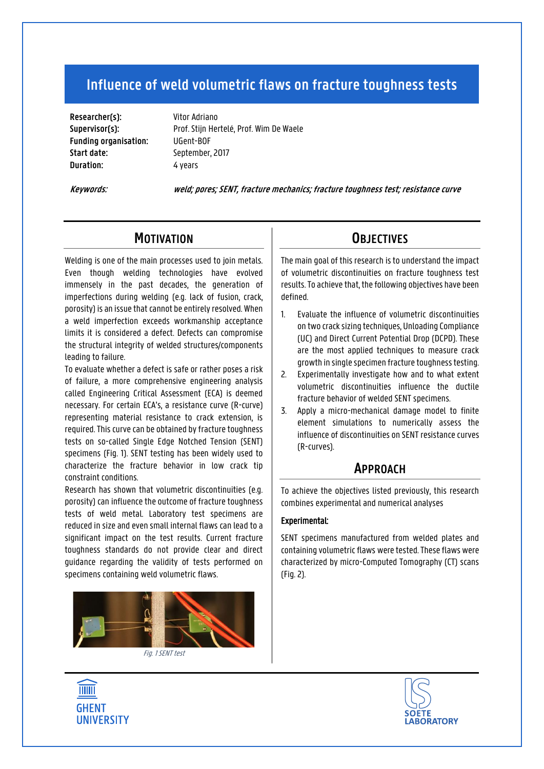# Influence of weld volumetric flaws on fracture toughness tests

**Researcher(s):** Vitor Adriano
**Supervisor(s):** Prof. Stijn Hertelé, Prof. Wim De Waele
**Funding organisation:** UGent-BOF
**Start date:** September, 2017
**Duration:** 4 years

***Keywords:*** ***weld; pores; SENT, fracture mechanics; fracture toughness test; resistance curve***

## Motivation

Welding is one of the main processes used to join metals. Even though welding technologies have evolved immensely in the past decades, the generation of imperfections during welding (e.g. lack of fusion, crack, porosity) is an issue that cannot be entirely resolved. When a weld imperfection exceeds workmanship acceptance limits it is considered a defect. Defects can compromise the structural integrity of welded structures/components leading to failure.

To evaluate whether a defect is safe or rather poses a risk of failure, a more comprehensive engineering analysis called Engineering Critical Assessment (ECA) is deemed necessary. For certain ECA's, a resistance curve (R-curve) representing material resistance to crack extension, is required. This curve can be obtained by fracture toughness tests on so-called Single Edge Notched Tension (SENT) specimens (Fig. 1). SENT testing has been widely used to characterize the fracture behavior in low crack tip constraint conditions.

Research has shown that volumetric discontinuities (e.g. porosity) can influence the outcome of fracture toughness tests of weld metal. Laboratory test specimens are reduced in size and even small internal flaws can lead to a significant impact on the test results. Current fracture toughness standards do not provide clear and direct guidance regarding the validity of tests performed on specimens containing weld volumetric flaws.

*Fig. 1 SENT test*

## Objectives

The main goal of this research is to understand the impact of volumetric discontinuities on fracture toughness test results. To achieve that, the following objectives have been defined.

1. Evaluate the influence of volumetric discontinuities on two crack sizing techniques, Unloading Compliance (UC) and Direct Current Potential Drop (DCPD). These are the most applied techniques to measure crack growth in single specimen fracture toughness testing.
2. Experimentally investigate how and to what extent volumetric discontinuities influence the ductile fracture behavior of welded SENT specimens.
3. Apply a micro-mechanical damage model to finite element simulations to numerically assess the influence of discontinuities on SENT resistance curves (R-curves).

## Approach

To achieve the objectives listed previously, this research combines experimental and numerical analyses

**Experimental:**

SENT specimens manufactured from welded plates and containing volumetric flaws were tested. These flaws were characterized by micro-Computed Tomography (CT) scans (Fig. 2).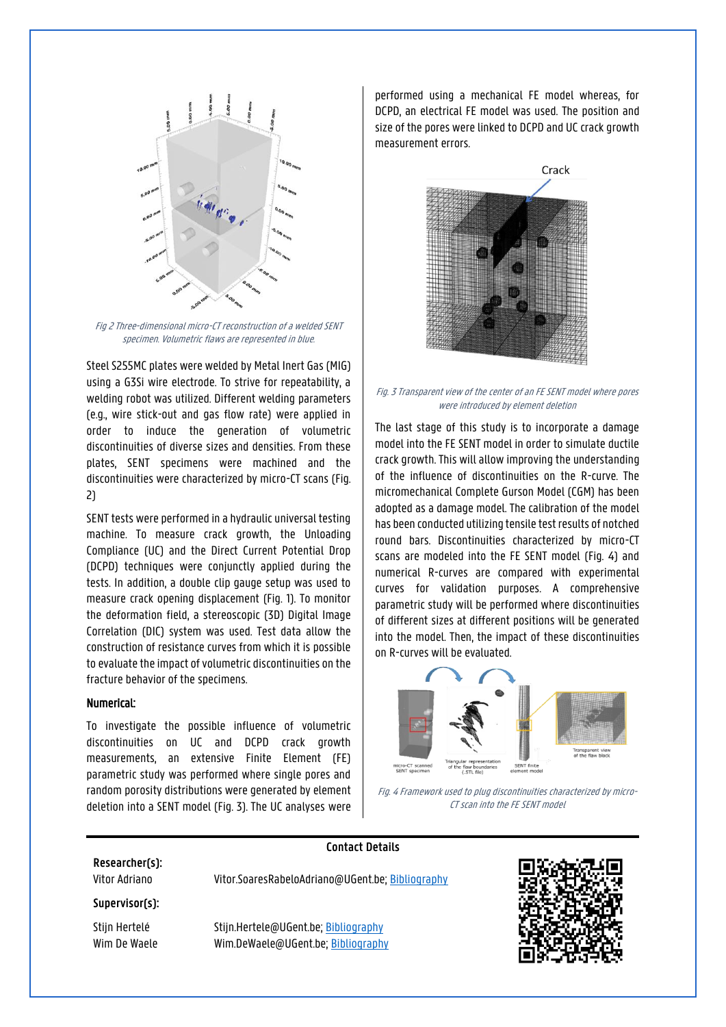Fig 2 Three-dimensional micro-CT reconstruction of a welded SENT specimen. Volumetric flaws are represented in blue.

Steel S255MC plates were welded by Metal Inert Gas (MIG) using a G3Si wire electrode. To strive for repeatability, a welding robot was utilized. Different welding parameters (e.g., wire stick-out and gas flow rate) were applied in order to induce the generation of volumetric discontinuities of diverse sizes and densities. From these plates, SENT specimens were machined and the discontinuities were characterized by micro-CT scans (Fig. 2)

SENT tests were performed in a hydraulic universal testing machine. To measure crack growth, the Unloading Compliance (UC) and the Direct Current Potential Drop (DCPD) techniques were conjunctly applied during the tests. In addition, a double clip gauge setup was used to measure crack opening displacement (Fig. 1). To monitor the deformation field, a stereoscopic (3D) Digital Image Correlation (DIC) system was used. Test data allow the construction of resistance curves from which it is possible to evaluate the impact of volumetric discontinuities on the fracture behavior of the specimens.

**Numerical:**

To investigate the possible influence of volumetric discontinuities on UC and DCPD crack growth measurements, an extensive Finite Element (FE) parametric study was performed where single pores and random porosity distributions were generated by element deletion into a SENT model (Fig. 3). The UC analyses were performed using a mechanical FE model whereas, for DCPD, an electrical FE model was used. The position and size of the pores were linked to DCPD and UC crack growth measurement errors.

Crack

Fig. 3 Transparent view of the center of an FE SENT model where pores were introduced by element deletion

The last stage of this study is to incorporate a damage model into the FE SENT model in order to simulate ductile crack growth. This will allow improving the understanding of the influence of discontinuities on the R-curve. The micromechanical Complete Gurson Model (CGM) has been adopted as a damage model. The calibration of the model has been conducted utilizing tensile test results of notched round bars. Discontinuities characterized by micro-CT scans are modeled into the FE SENT model (Fig. 4) and numerical R-curves are compared with experimental curves for validation purposes. A comprehensive parametric study will be performed where discontinuities of different sizes at different positions will be generated into the model. Then, the impact of these discontinuities on R-curves will be evaluated.

micro-CT scanned SENT specimen

Triangular representation of the flaw boundaries (.STL file)

SENT finite element model

Transparent view of the flaw block

Fig. 4 Framework used to plug discontinuities characterized by micro-CT scan into the FE SENT model

**Contact Details**

**Researcher(s):**

Vitor Adriano — Vitor.SoaresRabeloAdriano@UGent.be; Bibliography

**Supervisor(s):**

Stijn Hertelé — Stijn.Hertele@UGent.be; Bibliography

Wim De Waele — Wim.DeWaele@UGent.be; Bibliography